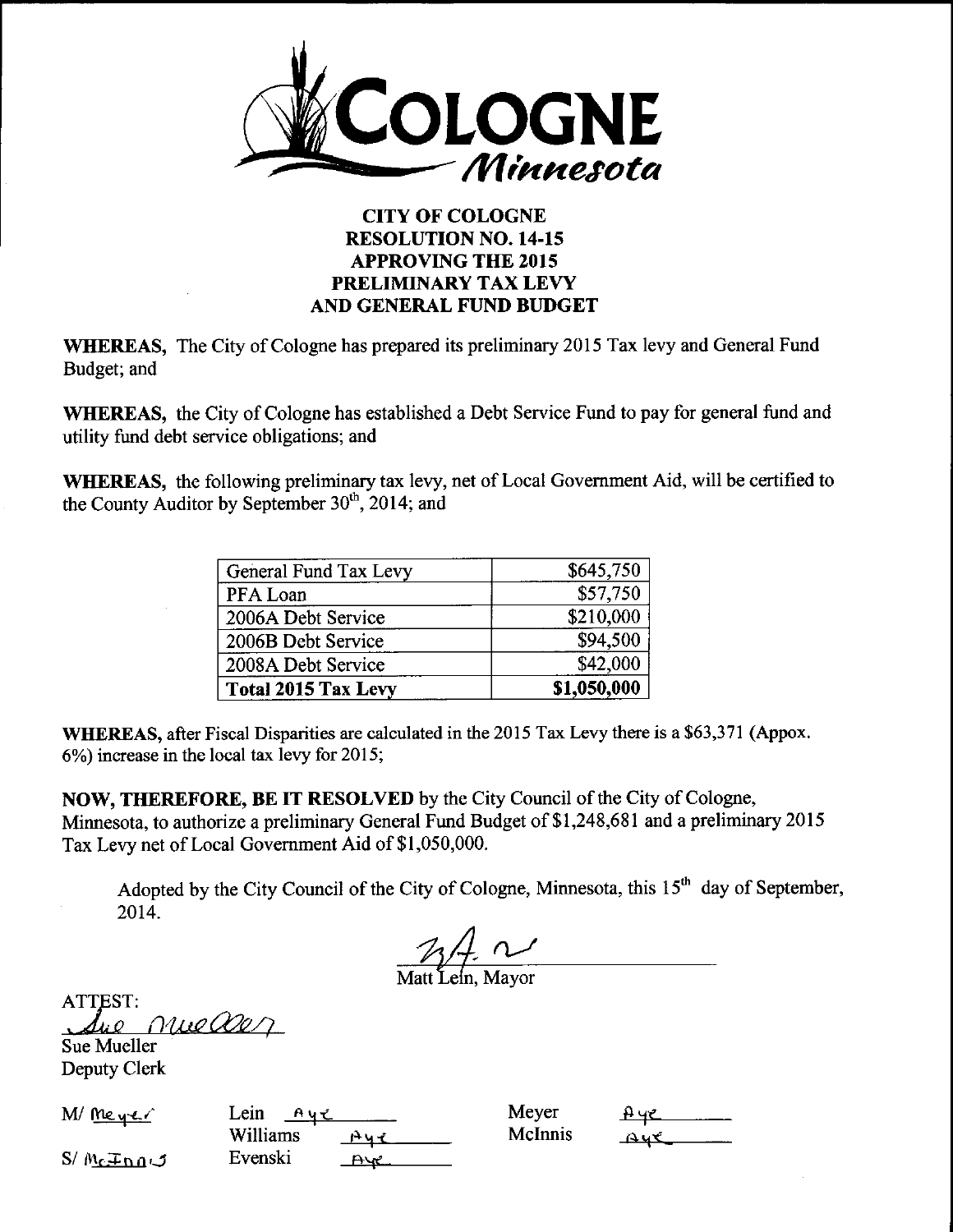# CITY OF COLOGNE
## RESOLUTION NO. 14-15
## APPROVING THE 2015 PRELIMINARY TAX LEVY AND GENERAL FUND BUDGET

**WHEREAS,** The City of Cologne has prepared its preliminary 2015 Tax levy and General Fund Budget; and

**WHEREAS,** the City of Cologne has established a Debt Service Fund to pay for general fund and utility fund debt service obligations; and

**WHEREAS,** the following preliminary tax levy, net of Local Government Aid, will be certified to the County Auditor by September 30th, 2014; and

| | |
|---|---:|
| General Fund Tax Levy | $645,750 |
| PFA Loan | $57,750 |
| 2006A Debt Service | $210,000 |
| 2006B Debt Service | $94,500 |
| 2008A Debt Service | $42,000 |
| **Total 2015 Tax Levy** | **$1,050,000** |

**WHEREAS,** after Fiscal Disparities are calculated in the 2015 Tax Levy there is a $63,371 (Appox. 6%) increase in the local tax levy for 2015;

**NOW, THEREFORE, BE IT RESOLVED** by the City Council of the City of Cologne, Minnesota, to authorize a preliminary General Fund Budget of $1,248,681 and a preliminary 2015 Tax Levy net of Local Government Aid of $1,050,000.

Adopted by the City Council of the City of Cologne, Minnesota, this 15th day of September, 2014.

Matt Lein, Mayor

ATTEST:

Sue Mueller
Deputy Clerk

M/ Meyer
S/ McInnis

| | | | |
|---|---|---|---|
| Lein | Aye | Meyer | Aye |
| Williams | Aye | McInnis | Aye |
| Evenski | Aye | | |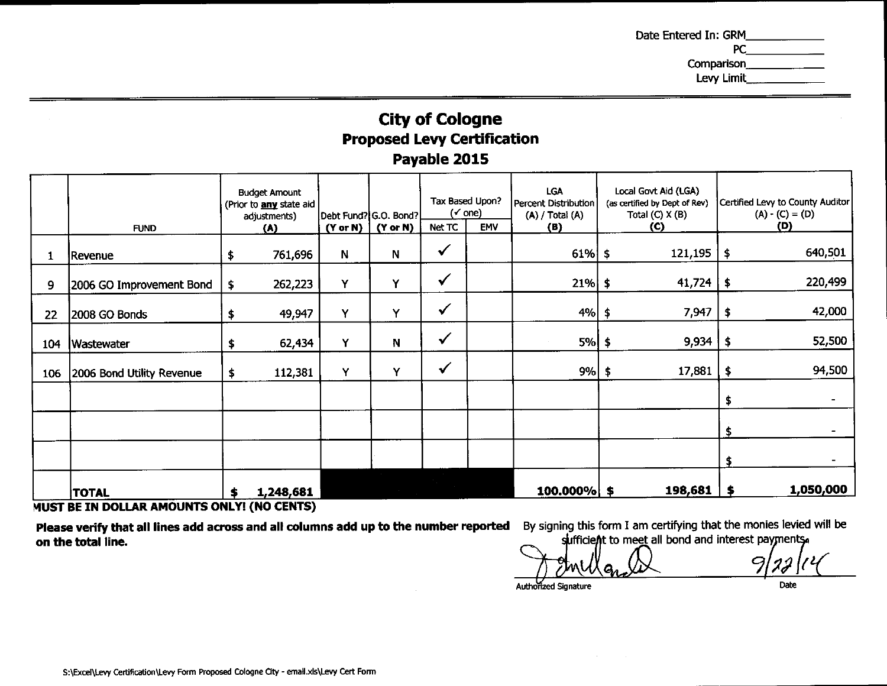Date Entered In: GRM____________
PC____________
Comparison____________
Levy Limit____________

# City of Cologne

## Proposed Levy Certification

## Payable 2015

| | FUND | Budget Amount (Prior to **any** state aid adjustments) (A) | Debt Fund? (Y or N) | G.O. Bond? (Y or N) | Tax Based Upon? (✓ one) | | LGA Percent Distribution (A) / Total (A) (B) | Local Govt Aid (LGA) (as certified by Dept of Rev) Total (C) X (B) (C) | Certified Levy to County Auditor (A) - (C) = (D) (D) |
|---|---|---|---|---|---|---|---|---|---|
| | | | | | Net TC | EMV | | | |
| 1 | Revenue | $ 761,696 | N | N | ✓ | | 61% | $ 121,195 | $ 640,501 |
| 9 | 2006 GO Improvement Bond | $ 262,223 | Y | Y | ✓ | | 21% | $ 41,724 | $ 220,499 |
| 22 | 2008 GO Bonds | $ 49,947 | Y | Y | ✓ | | 4% | $ 7,947 | $ 42,000 |
| 104 | Wastewater | $ 62,434 | Y | N | ✓ | | 5% | $ 9,934 | $ 52,500 |
| 106 | 2006 Bond Utility Revenue | $ 112,381 | Y | Y | ✓ | | 9% | $ 17,881 | $ 94,500 |
| | | | | | | | | | $ - |
| | | | | | | | | | $ - |
| | | | | | | | | | $ - |
| | **TOTAL** | **$ 1,248,681** | | | | | **100.000%** | **$ 198,681** | **$ 1,050,000** |

**MUST BE IN DOLLAR AMOUNTS ONLY! (NO CENTS)**

**Please verify that all lines add across and all columns add up to the number reported on the total line.**

By signing this form I am certifying that the monies levied will be sufficient to meet all bond and interest payments.

Authorized Signature: [signature]

Date: 9/22/14

S:\Excel\Levy Certification\Levy Form Proposed Cologne City - email.xls\Levy Cert Form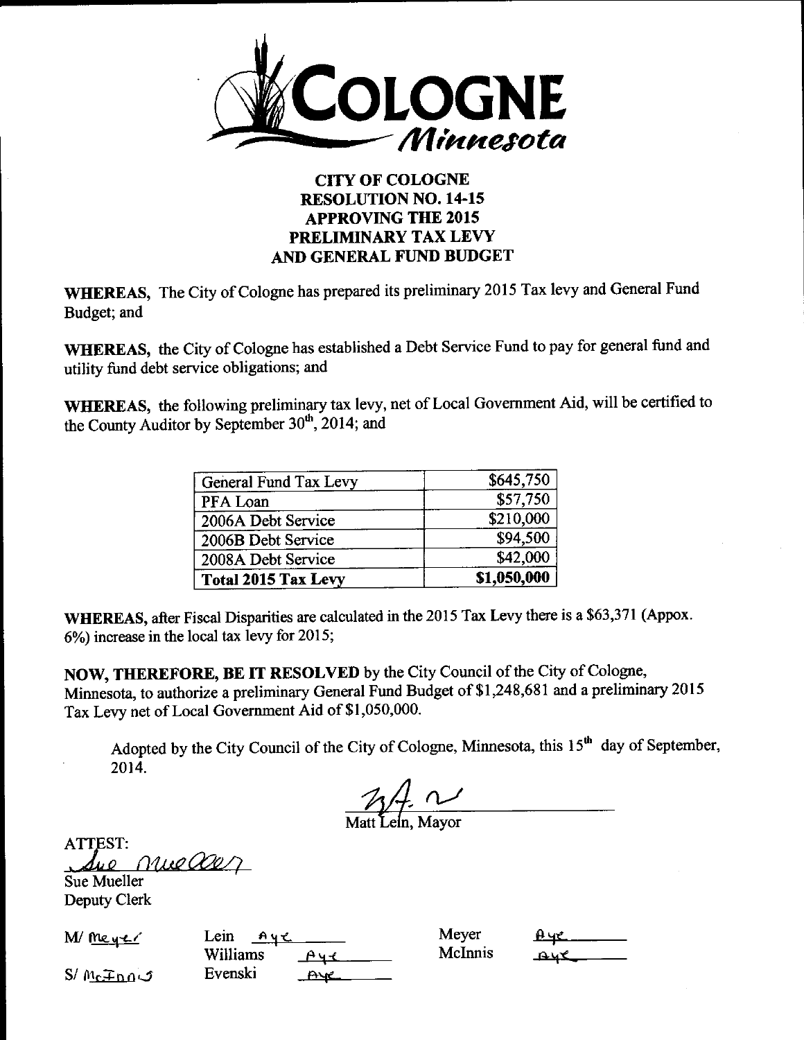# CITY OF COLOGNE
# RESOLUTION NO. 14-15
# APPROVING THE 2015 PRELIMINARY TAX LEVY AND GENERAL FUND BUDGET

**WHEREAS,** The City of Cologne has prepared its preliminary 2015 Tax levy and General Fund Budget; and

**WHEREAS,** the City of Cologne has established a Debt Service Fund to pay for general fund and utility fund debt service obligations; and

**WHEREAS,** the following preliminary tax levy, net of Local Government Aid, will be certified to the County Auditor by September 30th, 2014; and

| | |
|---|---|
| General Fund Tax Levy | $645,750 |
| PFA Loan | $57,750 |
| 2006A Debt Service | $210,000 |
| 2006B Debt Service | $94,500 |
| 2008A Debt Service | $42,000 |
| **Total 2015 Tax Levy** | **$1,050,000** |

**WHEREAS,** after Fiscal Disparities are calculated in the 2015 Tax Levy there is a $63,371 (Appox. 6%) increase in the local tax levy for 2015;

**NOW, THEREFORE, BE IT RESOLVED** by the City Council of the City of Cologne, Minnesota, to authorize a preliminary General Fund Budget of $1,248,681 and a preliminary 2015 Tax Levy net of Local Government Aid of $1,050,000.

Adopted by the City Council of the City of Cologne, Minnesota, this 15th day of September, 2014.

Matt Lein, Mayor

ATTEST:

Sue Mueller
Deputy Clerk

M/ Meyer

S/ McInnis

| | | | |
|---|---|---|---|
| Lein | Aye | Meyer | Aye |
| Williams | Aye | McInnis | Aye |
| Evenski | Aye | | |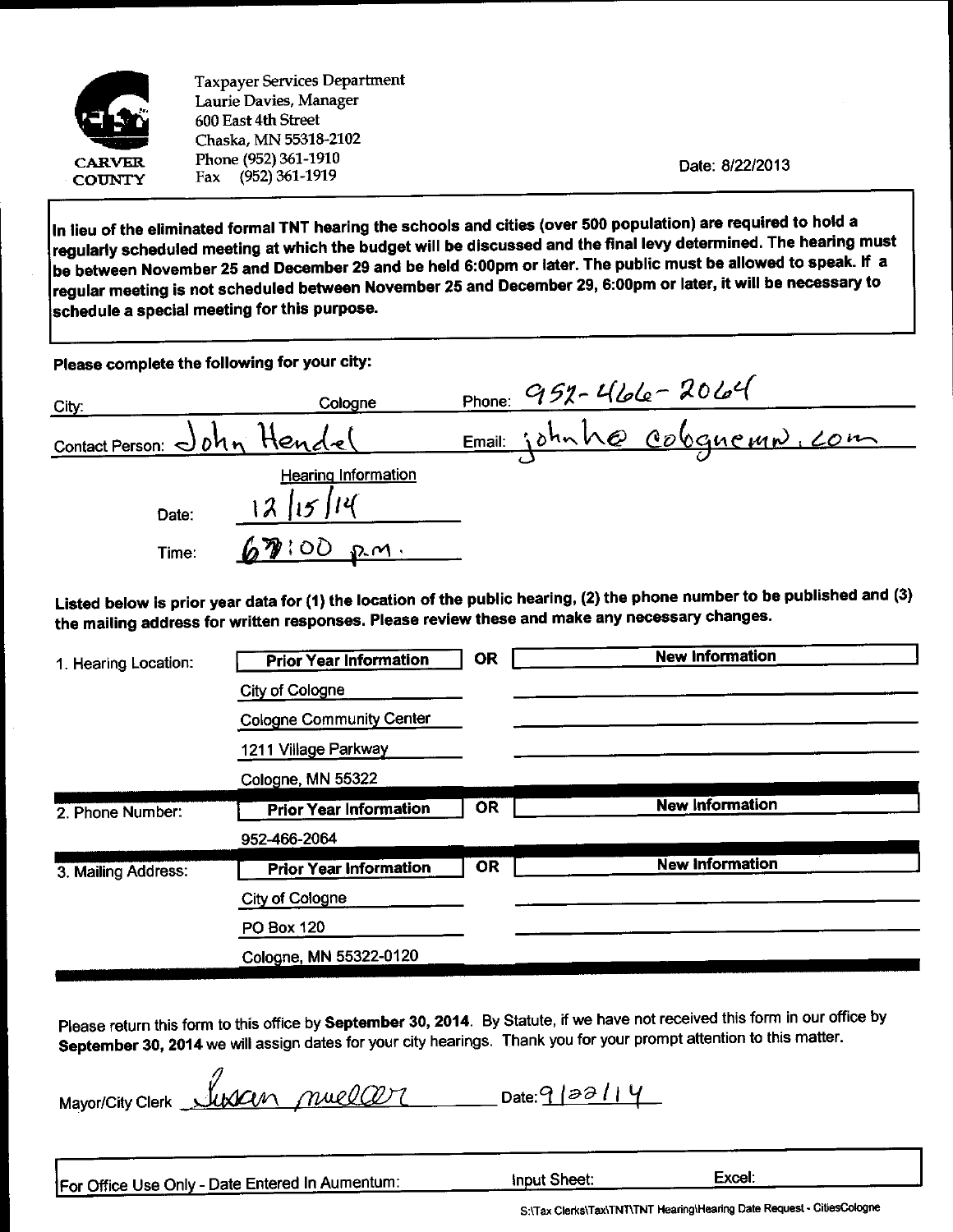CARVER COUNTY

Taxpayer Services Department
Laurie Davies, Manager
600 East 4th Street
Chaska, MN 55318-2102
Phone (952) 361-1910
Fax (952) 361-1919

Date: 8/22/2013

**In lieu of the eliminated formal TNT hearing the schools and cities (over 500 population) are required to hold a regularly scheduled meeting at which the budget will be discussed and the final levy determined. The hearing must be between November 25 and December 29 and be held 6:00pm or later. The public must be allowed to speak. If a regular meeting is not scheduled between November 25 and December 29, 6:00pm or later, it will be necessary to schedule a special meeting for this purpose.**

**Please complete the following for your city:**

City: Cologne　　Phone: 952-466-2064

Contact Person: John Hendel　　Email: johnh@colognemn.com

Hearing Information

Date: 12/15/14

Time: 6:00 p.m.

**Listed below is prior year data for (1) the location of the public hearing, (2) the phone number to be published and (3) the mailing address for written responses. Please review these and make any necessary changes.**

| | Prior Year Information | OR | New Information |
|---|---|---|---|
| 1. Hearing Location: | City of Cologne | | |
| | Cologne Community Center | | |
| | 1211 Village Parkway | | |
| | Cologne, MN 55322 | | |
| 2. Phone Number: | 952-466-2064 | | |
| 3. Mailing Address: | City of Cologne | | |
| | PO Box 120 | | |
| | Cologne, MN 55322-0120 | | |

Please return this form to this office by **September 30, 2014**. By Statute, if we have not received this form in our office by **September 30, 2014** we will assign dates for your city hearings. Thank you for your prompt attention to this matter.

Mayor/City Clerk Susan Mueller　　Date: 9/22/14

For Office Use Only - Date Entered In Aumentum:　　Input Sheet:　　Excel:

S:\Tax Clerks\Tax\TNT\TNT Hearing\Hearing Date Request - CitiesCologne